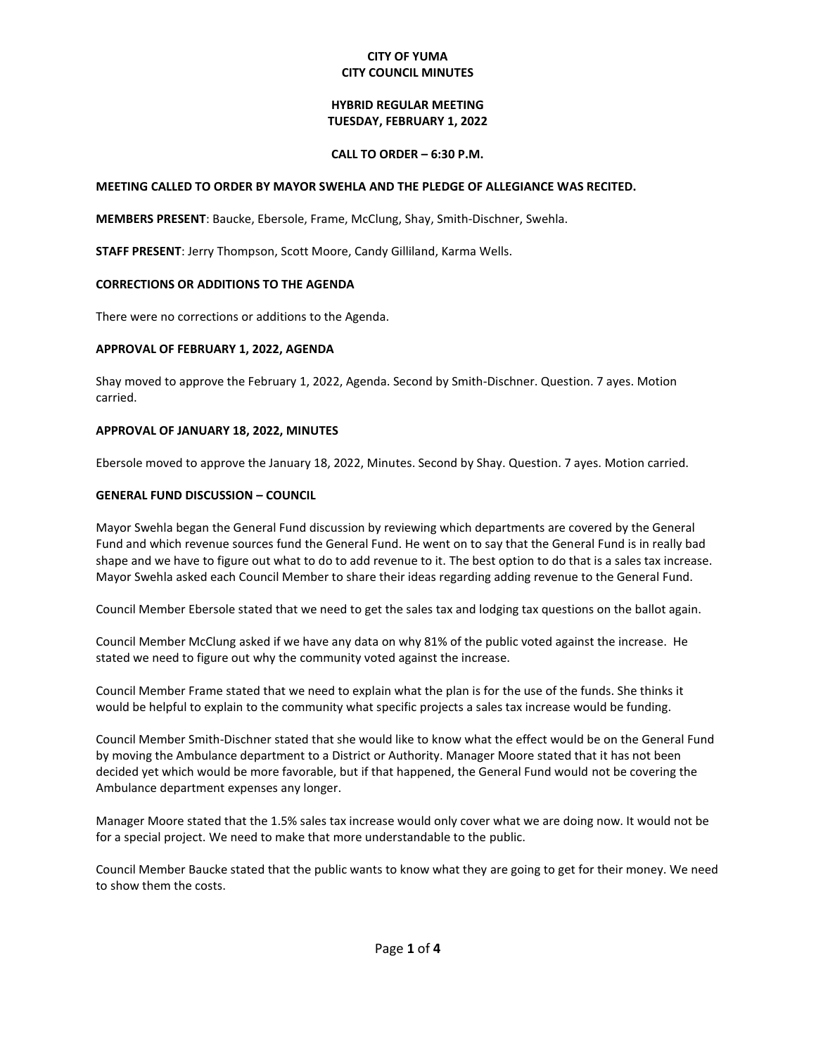# CITY OF YUMA
# CITY COUNCIL MINUTES

## HYBRID REGULAR MEETING
## TUESDAY, FEBRUARY 1, 2022

### CALL TO ORDER – 6:30 P.M.

**MEETING CALLED TO ORDER BY MAYOR SWEHLA AND THE PLEDGE OF ALLEGIANCE WAS RECITED.**

**MEMBERS PRESENT**: Baucke, Ebersole, Frame, McClung, Shay, Smith-Dischner, Swehla.

**STAFF PRESENT**: Jerry Thompson, Scott Moore, Candy Gilliland, Karma Wells.

**CORRECTIONS OR ADDITIONS TO THE AGENDA**

There were no corrections or additions to the Agenda.

**APPROVAL OF FEBRUARY 1, 2022, AGENDA**

Shay moved to approve the February 1, 2022, Agenda. Second by Smith-Dischner. Question. 7 ayes. Motion carried.

**APPROVAL OF JANUARY 18, 2022, MINUTES**

Ebersole moved to approve the January 18, 2022, Minutes. Second by Shay. Question. 7 ayes. Motion carried.

**GENERAL FUND DISCUSSION – COUNCIL**

Mayor Swehla began the General Fund discussion by reviewing which departments are covered by the General Fund and which revenue sources fund the General Fund. He went on to say that the General Fund is in really bad shape and we have to figure out what to do to add revenue to it. The best option to do that is a sales tax increase. Mayor Swehla asked each Council Member to share their ideas regarding adding revenue to the General Fund.

Council Member Ebersole stated that we need to get the sales tax and lodging tax questions on the ballot again.

Council Member McClung asked if we have any data on why 81% of the public voted against the increase. He stated we need to figure out why the community voted against the increase.

Council Member Frame stated that we need to explain what the plan is for the use of the funds. She thinks it would be helpful to explain to the community what specific projects a sales tax increase would be funding.

Council Member Smith-Dischner stated that she would like to know what the effect would be on the General Fund by moving the Ambulance department to a District or Authority. Manager Moore stated that it has not been decided yet which would be more favorable, but if that happened, the General Fund would not be covering the Ambulance department expenses any longer.

Manager Moore stated that the 1.5% sales tax increase would only cover what we are doing now. It would not be for a special project. We need to make that more understandable to the public.

Council Member Baucke stated that the public wants to know what they are going to get for their money. We need to show them the costs.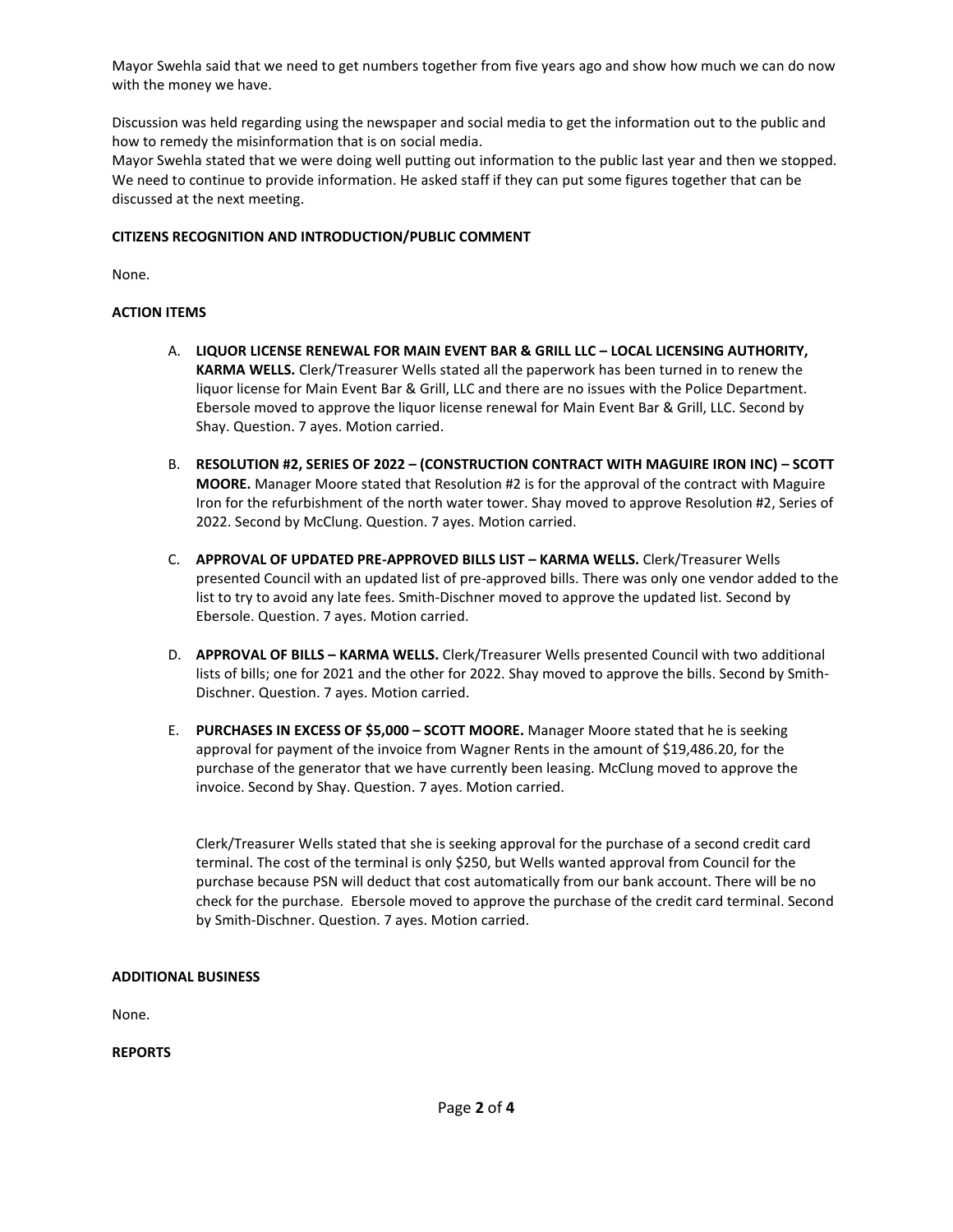Mayor Swehla said that we need to get numbers together from five years ago and show how much we can do now with the money we have.

Discussion was held regarding using the newspaper and social media to get the information out to the public and how to remedy the misinformation that is on social media.
Mayor Swehla stated that we were doing well putting out information to the public last year and then we stopped. We need to continue to provide information. He asked staff if they can put some figures together that can be discussed at the next meeting.

**CITIZENS RECOGNITION AND INTRODUCTION/PUBLIC COMMENT**

None.

**ACTION ITEMS**

A. **LIQUOR LICENSE RENEWAL FOR MAIN EVENT BAR & GRILL LLC – LOCAL LICENSING AUTHORITY, KARMA WELLS.** Clerk/Treasurer Wells stated all the paperwork has been turned in to renew the liquor license for Main Event Bar & Grill, LLC and there are no issues with the Police Department. Ebersole moved to approve the liquor license renewal for Main Event Bar & Grill, LLC. Second by Shay. Question. 7 ayes. Motion carried.

B. **RESOLUTION #2, SERIES OF 2022 – (CONSTRUCTION CONTRACT WITH MAGUIRE IRON INC) – SCOTT MOORE.** Manager Moore stated that Resolution #2 is for the approval of the contract with Maguire Iron for the refurbishment of the north water tower. Shay moved to approve Resolution #2, Series of 2022. Second by McClung. Question. 7 ayes. Motion carried.

C. **APPROVAL OF UPDATED PRE-APPROVED BILLS LIST – KARMA WELLS.** Clerk/Treasurer Wells presented Council with an updated list of pre-approved bills. There was only one vendor added to the list to try to avoid any late fees. Smith-Dischner moved to approve the updated list. Second by Ebersole. Question. 7 ayes. Motion carried.

D. **APPROVAL OF BILLS – KARMA WELLS.** Clerk/Treasurer Wells presented Council with two additional lists of bills; one for 2021 and the other for 2022. Shay moved to approve the bills. Second by Smith-Dischner. Question. 7 ayes. Motion carried.

E. **PURCHASES IN EXCESS OF $5,000 – SCOTT MOORE.** Manager Moore stated that he is seeking approval for payment of the invoice from Wagner Rents in the amount of $19,486.20, for the purchase of the generator that we have currently been leasing. McClung moved to approve the invoice. Second by Shay. Question. 7 ayes. Motion carried.

   Clerk/Treasurer Wells stated that she is seeking approval for the purchase of a second credit card terminal. The cost of the terminal is only $250, but Wells wanted approval from Council for the purchase because PSN will deduct that cost automatically from our bank account. There will be no check for the purchase. Ebersole moved to approve the purchase of the credit card terminal. Second by Smith-Dischner. Question. 7 ayes. Motion carried.

**ADDITIONAL BUSINESS**

None.

**REPORTS**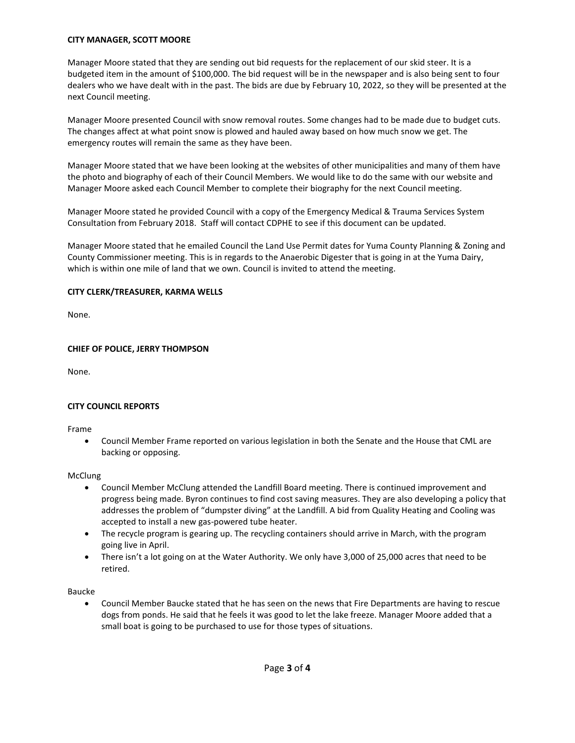**CITY MANAGER, SCOTT MOORE**

Manager Moore stated that they are sending out bid requests for the replacement of our skid steer. It is a budgeted item in the amount of $100,000. The bid request will be in the newspaper and is also being sent to four dealers who we have dealt with in the past. The bids are due by February 10, 2022, so they will be presented at the next Council meeting.

Manager Moore presented Council with snow removal routes. Some changes had to be made due to budget cuts. The changes affect at what point snow is plowed and hauled away based on how much snow we get. The emergency routes will remain the same as they have been.

Manager Moore stated that we have been looking at the websites of other municipalities and many of them have the photo and biography of each of their Council Members. We would like to do the same with our website and Manager Moore asked each Council Member to complete their biography for the next Council meeting.

Manager Moore stated he provided Council with a copy of the Emergency Medical & Trauma Services System Consultation from February 2018. Staff will contact CDPHE to see if this document can be updated.

Manager Moore stated that he emailed Council the Land Use Permit dates for Yuma County Planning & Zoning and County Commissioner meeting. This is in regards to the Anaerobic Digester that is going in at the Yuma Dairy, which is within one mile of land that we own. Council is invited to attend the meeting.

**CITY CLERK/TREASURER, KARMA WELLS**

None.

**CHIEF OF POLICE, JERRY THOMPSON**

None.

**CITY COUNCIL REPORTS**

Frame

- Council Member Frame reported on various legislation in both the Senate and the House that CML are backing or opposing.

McClung

- Council Member McClung attended the Landfill Board meeting. There is continued improvement and progress being made. Byron continues to find cost saving measures. They are also developing a policy that addresses the problem of "dumpster diving" at the Landfill. A bid from Quality Heating and Cooling was accepted to install a new gas-powered tube heater.
- The recycle program is gearing up. The recycling containers should arrive in March, with the program going live in April.
- There isn't a lot going on at the Water Authority. We only have 3,000 of 25,000 acres that need to be retired.

Baucke

- Council Member Baucke stated that he has seen on the news that Fire Departments are having to rescue dogs from ponds. He said that he feels it was good to let the lake freeze. Manager Moore added that a small boat is going to be purchased to use for those types of situations.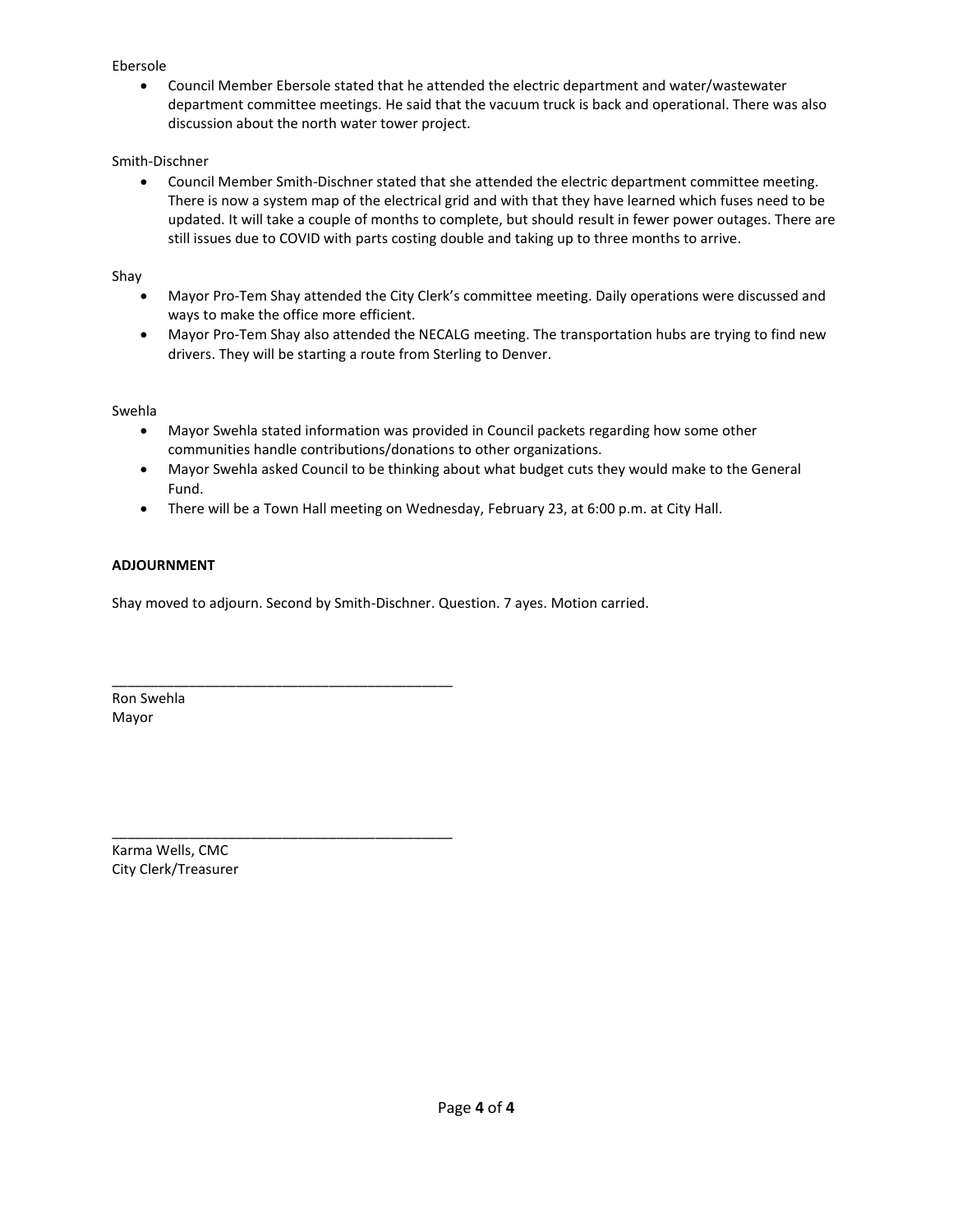Ebersole

- Council Member Ebersole stated that he attended the electric department and water/wastewater department committee meetings. He said that the vacuum truck is back and operational. There was also discussion about the north water tower project.

Smith-Dischner

- Council Member Smith-Dischner stated that she attended the electric department committee meeting. There is now a system map of the electrical grid and with that they have learned which fuses need to be updated. It will take a couple of months to complete, but should result in fewer power outages. There are still issues due to COVID with parts costing double and taking up to three months to arrive.

Shay

- Mayor Pro-Tem Shay attended the City Clerk's committee meeting. Daily operations were discussed and ways to make the office more efficient.
- Mayor Pro-Tem Shay also attended the NECALG meeting. The transportation hubs are trying to find new drivers. They will be starting a route from Sterling to Denver.

Swehla

- Mayor Swehla stated information was provided in Council packets regarding how some other communities handle contributions/donations to other organizations.
- Mayor Swehla asked Council to be thinking about what budget cuts they would make to the General Fund.
- There will be a Town Hall meeting on Wednesday, February 23, at 6:00 p.m. at City Hall.

**ADJOURNMENT**

Shay moved to adjourn. Second by Smith-Dischner. Question. 7 ayes. Motion carried.

_____________________________________________
Ron Swehla
Mayor

_____________________________________________
Karma Wells, CMC
City Clerk/Treasurer